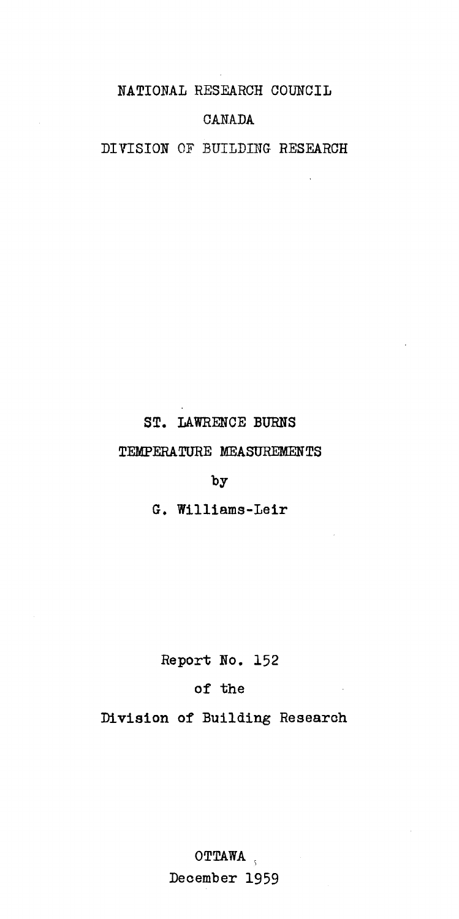NATIONAL RESEARCH COUNCIL

CANADA

DIVISION OF BUILDING RESEARCH

# ST. LAWRENCE BURNS

## TEMPERATURE MEASUREMENTS

by

G. Williams-Leir

Report No. 152

of the

Division of Building Research

OTTAWA

December 1959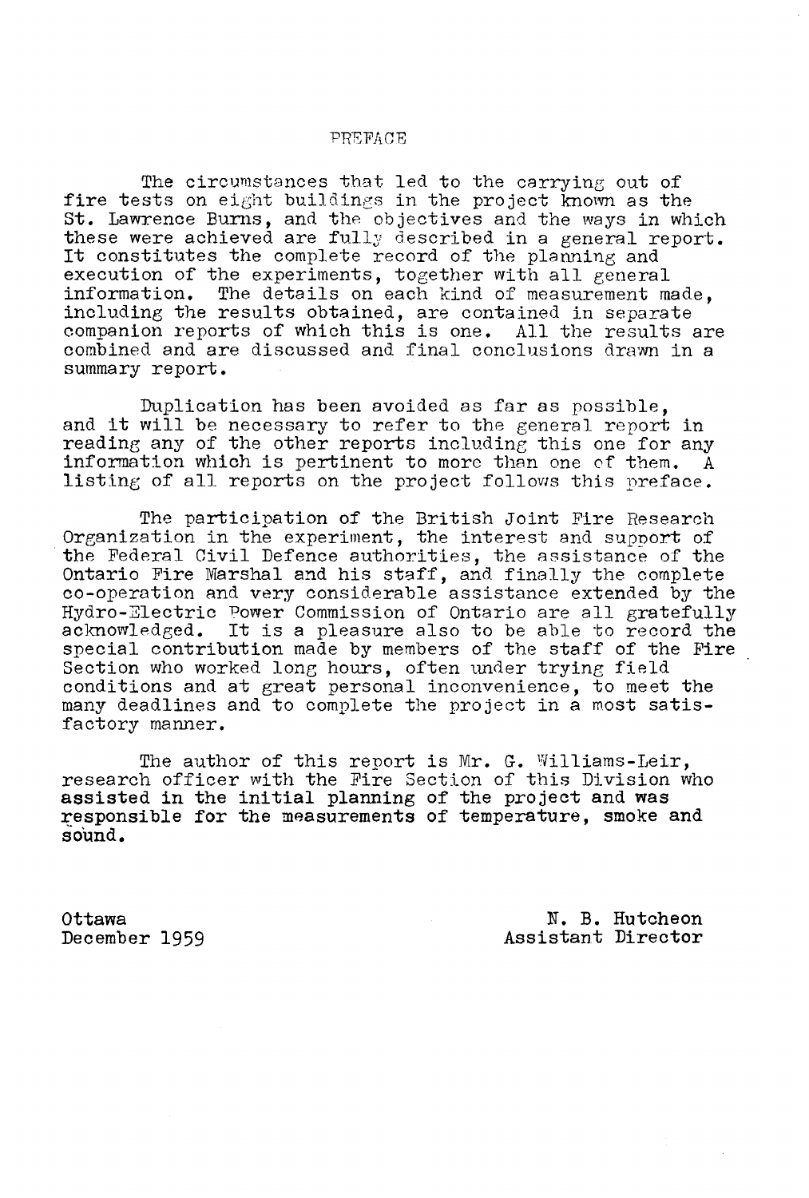# PREFACE

The circumstances that led to the carrying out of fire tests on eight buildings in the project known as the St. Lawrence Burns, and the objectives and the ways in which these were achieved are fully described in a general report. It constitutes the complete record of the planning and execution of the experiments, together with all general information. The details on each kind of measurement made, including the results obtained, are contained in separate companion reports of which this is one. All the results are combined and are discussed and final conclusions drawn in a summary report.

Duplication has been avoided as far as possible, and it will be necessary to refer to the general report in reading any of the other reports including this one for any information which is pertinent to more than one of them. A listing of all reports on the project follows this preface.

The participation of the British Joint Fire Research Organization in the experiment, the interest and support of the Federal Civil Defence authorities, the assistance of the Ontario Fire Marshal and his staff, and finally the complete co-operation and very considerable assistance extended by the Hydro-Electric Power Commission of Ontario are all gratefully acknowledged. It is a pleasure also to be able to record the special contribution made by members of the staff of the Fire Section who worked long hours, often under trying field conditions and at great personal inconvenience, to meet the many deadlines and to complete the project in a most satisfactory manner.

The author of this report is Mr. G. Williams-Leir, research officer with the Fire Section of this Division who assisted in the initial planning of the project and was responsible for the measurements of temperature, smoke and sound.

Ottawa
December 1959

N. B. Hutcheon
Assistant Director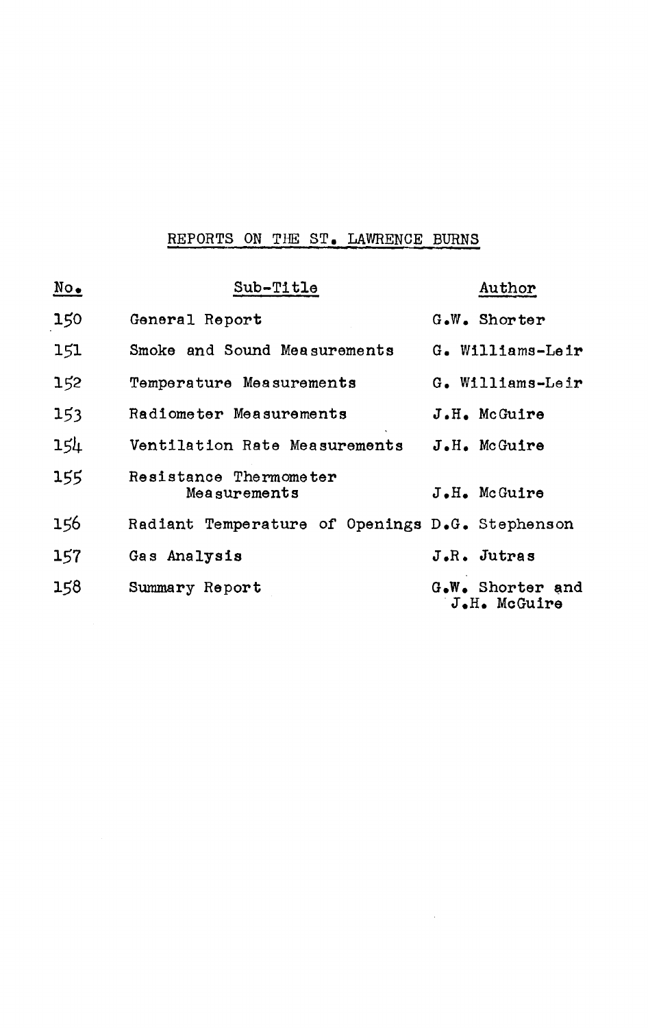## REPORTS ON THE ST. LAWRENCE BURNS

| No. | Sub-Title | Author |
|---|---|---|
| 150 | General Report | G.W. Shorter |
| 151 | Smoke and Sound Measurements | G. Williams-Leir |
| 152 | Temperature Measurements | G. Williams-Leir |
| 153 | Radiometer Measurements | J.H. McGuire |
| 154 | Ventilation Rate Measurements | J.H. McGuire |
| 155 | Resistance Thermometer Measurements | J.H. McGuire |
| 156 | Radiant Temperature of Openings | D.G. Stephenson |
| 157 | Gas Analysis | J.R. Jutras |
| 158 | Summary Report | G.W. Shorter and J.H. McGuire |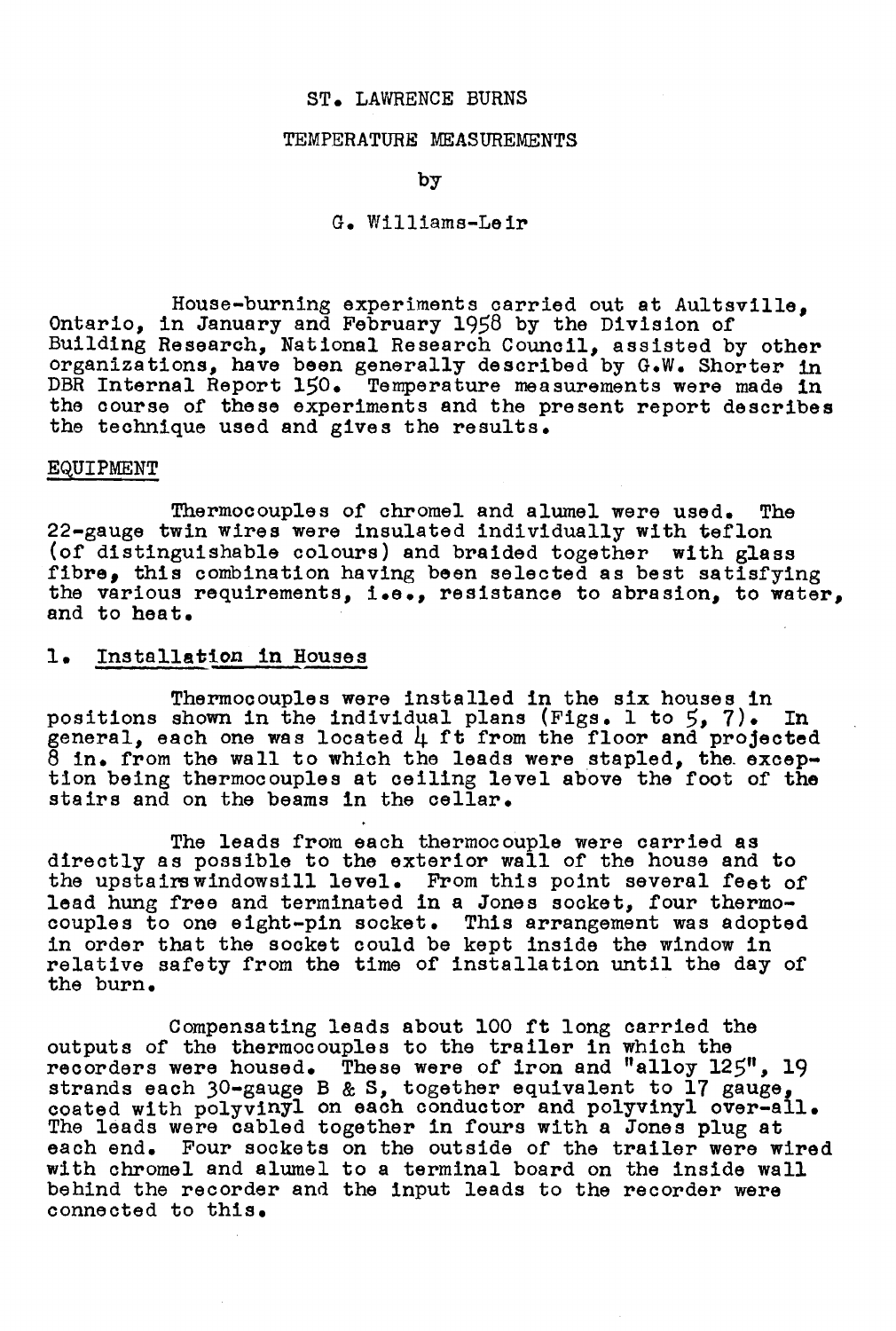# ST. LAWRENCE BURNS

## TEMPERATURE MEASUREMENTS

by

G. Williams-Leir

House-burning experiments carried out at Aultsville, Ontario, in January and February 1958 by the Division of Building Research, National Research Council, assisted by other organizations, have been generally described by G.W. Shorter in DBR Internal Report 150. Temperature measurements were made in the course of these experiments and the present report describes the technique used and gives the results.

## EQUIPMENT

Thermocouples of chromel and alumel were used. The 22-gauge twin wires were insulated individually with teflon (of distinguishable colours) and braided together with glass fibre, this combination having been selected as best satisfying the various requirements, i.e., resistance to abrasion, to water, and to heat.

### 1. Installation in Houses

Thermocouples were installed in the six houses in positions shown in the individual plans (Figs. 1 to 5, 7). In general, each one was located 4 ft from the floor and projected 8 in. from the wall to which the leads were stapled, the exception being thermocouples at ceiling level above the foot of the stairs and on the beams in the cellar.

The leads from each thermocouple were carried as directly as possible to the exterior wall of the house and to the upstairs windowsill level. From this point several feet of lead hung free and terminated in a Jones socket, four thermocouples to one eight-pin socket. This arrangement was adopted in order that the socket could be kept inside the window in relative safety from the time of installation until the day of the burn.

Compensating leads about 100 ft long carried the outputs of the thermocouples to the trailer in which the recorders were housed. These were of iron and "alloy 125", 19 strands each 30-gauge B & S, together equivalent to 17 gauge, coated with polyvinyl on each conductor and polyvinyl over-all. The leads were cabled together in fours with a Jones plug at each end. Four sockets on the outside of the trailer were wired with chromel and alumel to a terminal board on the inside wall behind the recorder and the input leads to the recorder were connected to this.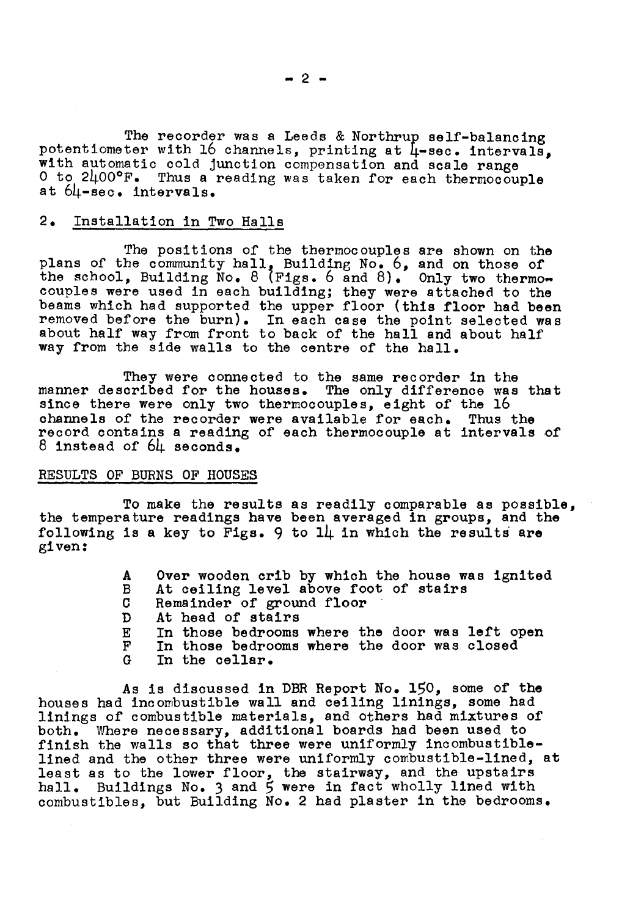The recorder was a Leeds & Northrup self-balancing potentiometer with 16 channels, printing at 4-sec. intervals, with automatic cold junction compensation and scale range 0 to 2400°F. Thus a reading was taken for each thermocouple at 64-sec. intervals.

## 2. Installation in Two Halls

The positions of the thermocouples are shown on the plans of the community hall, Building No. 6, and on those of the school, Building No. 8 (Figs. 6 and 8). Only two thermocouples were used in each building; they were attached to the beams which had supported the upper floor (this floor had been removed before the burn). In each case the point selected was about half way from front to back of the hall and about half way from the side walls to the centre of the hall.

They were connected to the same recorder in the manner described for the houses. The only difference was that since there were only two thermocouples, eight of the 16 channels of the recorder were available for each. Thus the record contains a reading of each thermocouple at intervals of 8 instead of 64 seconds.

## RESULTS OF BURNS OF HOUSES

To make the results as readily comparable as possible, the temperature readings have been averaged in groups, and the following is a key to Figs. 9 to 14 in which the results are given:

- A Over wooden crib by which the house was ignited
- B At ceiling level above foot of stairs
- C Remainder of ground floor
- D At head of stairs
- E In those bedrooms where the door was left open
- F In those bedrooms where the door was closed
- G In the cellar.

As is discussed in DBR Report No. 150, some of the houses had incombustible wall and ceiling linings, some had linings of combustible materials, and others had mixtures of both. Where necessary, additional boards had been used to finish the walls so that three were uniformly incombustible-lined and the other three were uniformly combustible-lined, at least as to the lower floor, the stairway, and the upstairs hall. Buildings No. 3 and 5 were in fact wholly lined with combustibles, but Building No. 2 had plaster in the bedrooms.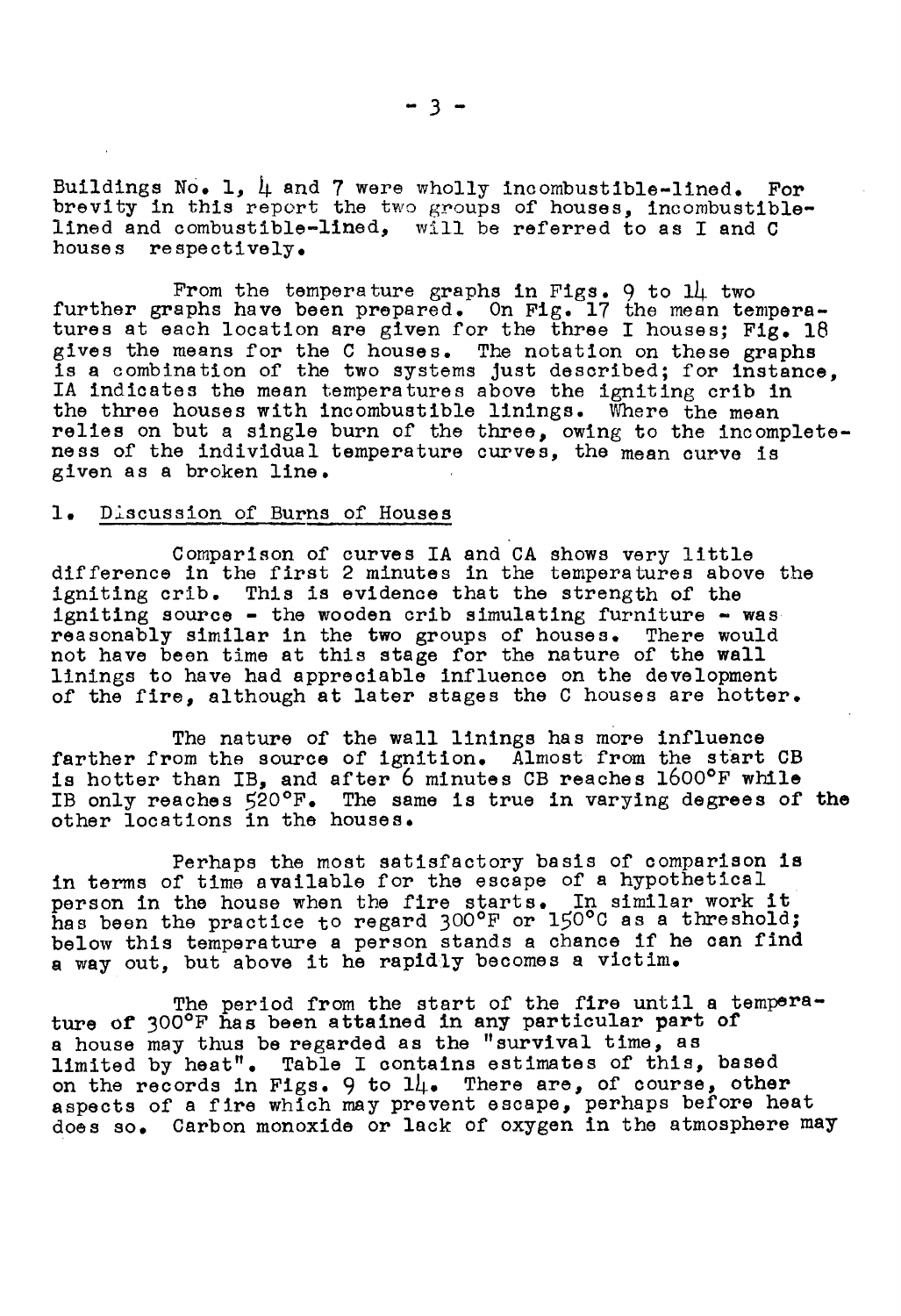Buildings No. 1, 4 and 7 were wholly incombustible-lined. For brevity in this report the two groups of houses, incombustible-lined and combustible-lined, will be referred to as I and C houses respectively.

From the temperature graphs in Figs. 9 to 14 two further graphs have been prepared. On Fig. 17 the mean temperatures at each location are given for the three I houses; Fig. 18 gives the means for the C houses. The notation on these graphs is a combination of the two systems just described; for instance, IA indicates the mean temperatures above the igniting crib in the three houses with incombustible linings. Where the mean relies on but a single burn of the three, owing to the incompleteness of the individual temperature curves, the mean curve is given as a broken line.

## 1. Discussion of Burns of Houses

Comparison of curves IA and CA shows very little difference in the first 2 minutes in the temperatures above the igniting crib. This is evidence that the strength of the igniting source - the wooden crib simulating furniture - was reasonably similar in the two groups of houses. There would not have been time at this stage for the nature of the wall linings to have had appreciable influence on the development of the fire, although at later stages the C houses are hotter.

The nature of the wall linings has more influence farther from the source of ignition. Almost from the start CB is hotter than IB, and after 6 minutes CB reaches 1600°F while IB only reaches 520°F. The same is true in varying degrees of the other locations in the houses.

Perhaps the most satisfactory basis of comparison is in terms of time available for the escape of a hypothetical person in the house when the fire starts. In similar work it has been the practice to regard 300°F or 150°C as a threshold; below this temperature a person stands a chance if he can find a way out, but above it he rapidly becomes a victim.

The period from the start of the fire until a temperature of 300°F has been attained in any particular part of a house may thus be regarded as the "survival time, as limited by heat". Table I contains estimates of this, based on the records in Figs. 9 to 14. There are, of course, other aspects of a fire which may prevent escape, perhaps before heat does so. Carbon monoxide or lack of oxygen in the atmosphere may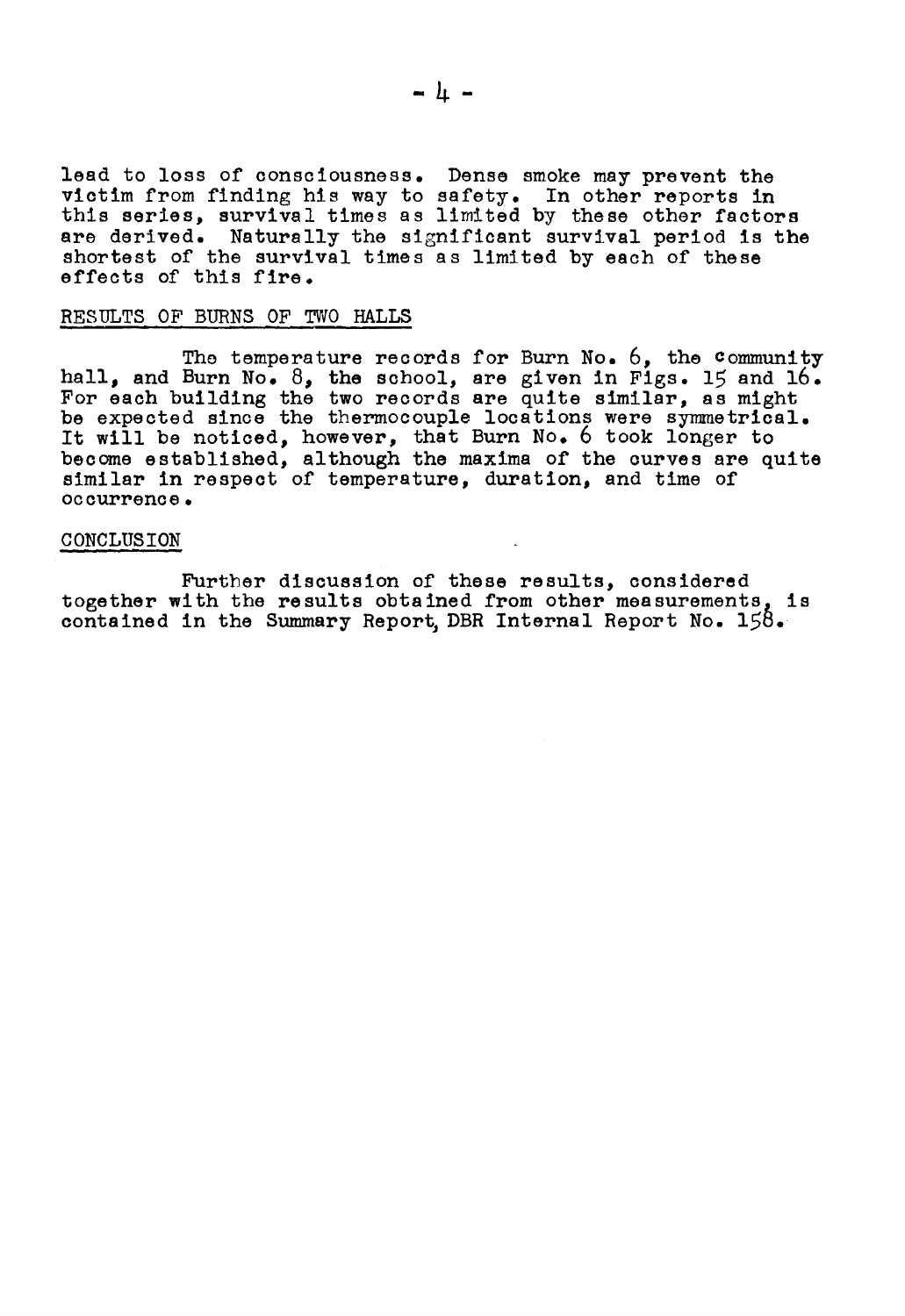lead to loss of consciousness. Dense smoke may prevent the victim from finding his way to safety. In other reports in this series, survival times as limited by these other factors are derived. Naturally the significant survival period is the shortest of the survival times as limited by each of these effects of this fire.

## RESULTS OF BURNS OF TWO HALLS

The temperature records for Burn No. 6, the community hall, and Burn No. 8, the school, are given in Figs. 15 and 16. For each building the two records are quite similar, as might be expected since the thermocouple locations were symmetrical. It will be noticed, however, that Burn No. 6 took longer to become established, although the maxima of the curves are quite similar in respect of temperature, duration, and time of occurrence.

## CONCLUSION

Further discussion of these results, considered together with the results obtained from other measurements, is contained in the Summary Report, DBR Internal Report No. 158.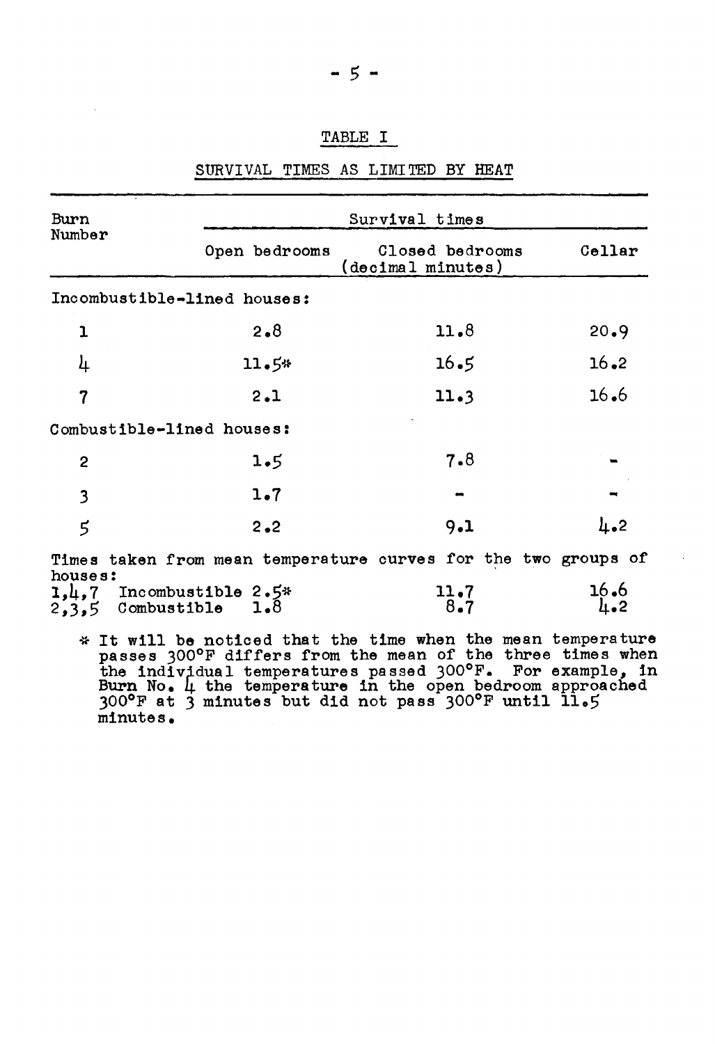TABLE I

SURVIVAL TIMES AS LIMITED BY HEAT

| Burn Number | Survival times | | |
|---|---|---|---|
| | Open bedrooms | Closed bedrooms (decimal minutes) | Cellar |
| Incombustible-lined houses: | | | |
| 1 | 2.8 | 11.8 | 20.9 |
| 4 | 11.5* | 16.5 | 16.2 |
| 7 | 2.1 | 11.3 | 16.6 |
| Combustible-lined houses: | | | |
| 2 | 1.5 | 7.8 | - |
| 3 | 1.7 | - | - |
| 5 | 2.2 | 9.1 | 4.2 |
| Times taken from mean temperature curves for the two groups of houses: | | | |
| 1,4,7 Incombustible | 2.5* | 11.7 | 16.6 |
| 2,3,5 Combustible | 1.8 | 8.7 | 4.2 |

\* It will be noticed that the time when the mean temperature passes 300°F differs from the mean of the three times when the individual temperatures passed 300°F. For example, in Burn No. 4 the temperature in the open bedroom approached 300°F at 3 minutes but did not pass 300°F until 11.5 minutes.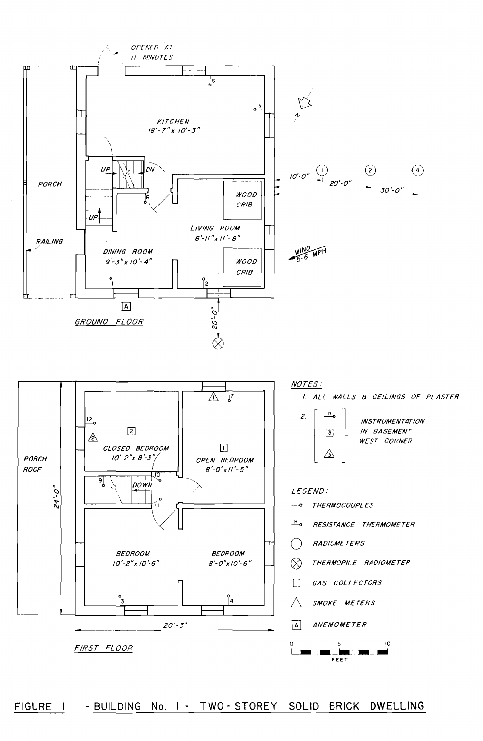OPENED AT 11 MINUTES

KITCHEN
18'-7" x 10'-3"

PORCH

RAILING

UP

DN

UP

R

LIVING ROOM
8'-11" x 11'-8"

WOOD CRIB

WOOD CRIB

DINING ROOM
9'-3" x 10'-4"

A

GROUND FLOOR

20'-0"

10'-0" 20'-0" 30'-0"

WIND 5-6 MPH

N

PORCH ROOF

24'-0"

CLOSED BEDROOM
10'-2" x 8'-3"

OPEN BEDROOM
8'-0" x 11'-5"

DOWN

BEDROOM
10'-2" x 10'-6"

BEDROOM
8'-0" x 10'-6"

20'-3"

FIRST FLOOR

NOTES:

1. ALL WALLS & CEILINGS OF PLASTER
2. INSTRUMENTATION IN BASEMENT WEST CORNER

LEGEND:

- THERMOCOUPLES
- RESISTANCE THERMOMETER
- RADIOMETERS
- THERMOPILE RADIOMETER
- GAS COLLECTORS
- SMOKE METERS
- ANEMOMETER

0 5 10
FEET

FIGURE 1 - BUILDING No. 1 - TWO-STOREY SOLID BRICK DWELLING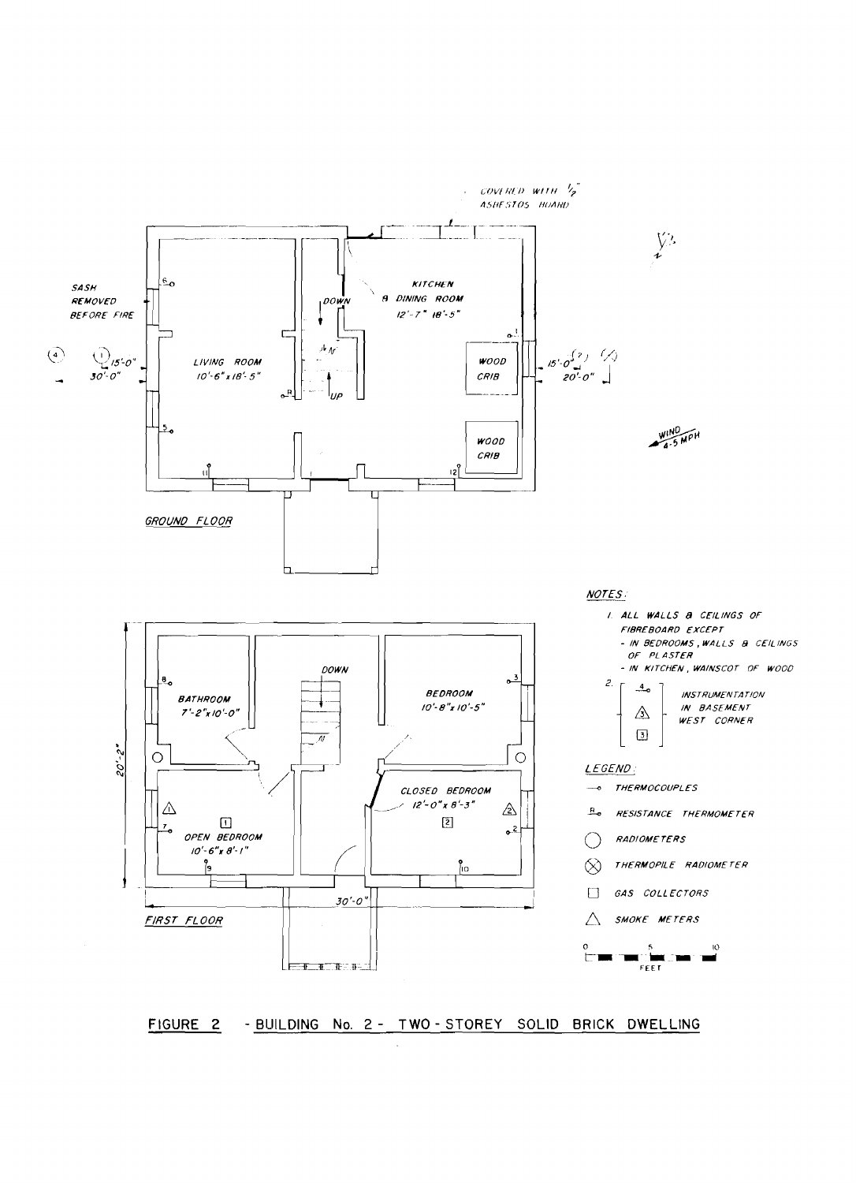COVERED WITH ½" ASBESTOS BOARD

SASH REMOVED BEFORE FIRE

15'-0"
30'-0"

LIVING ROOM
10'-6" x 18'-5"

DOWN

UP

KITCHEN
& DINING ROOM
12'-7" 18'-5"

WOOD CRIB

WOOD CRIB

15'-0"
20'-0"

WIND 4-5 MPH

GROUND FLOOR

BATHROOM
7'-2" x 10'-0"

DOWN

BEDROOM
10'-8" x 10'-5"

OPEN BEDROOM
10'-6" x 8'-1"

CLOSED BEDROOM
12'-0" x 8'-3"

20'-2"

30'-0"

FIRST FLOOR

NOTES:

1. ALL WALLS & CEILINGS OF FIBREBOARD EXCEPT
   - IN BEDROOMS, WALLS & CEILINGS OF PLASTER
   - IN KITCHEN, WAINSCOT OF WOOD
2. INSTRUMENTATION IN BASEMENT WEST CORNER

LEGEND:

- THERMOCOUPLES
- RESISTANCE THERMOMETER
- RADIOMETERS
- THERMOPILE RADIOMETER
- GAS COLLECTORS
- SMOKE METERS

0 5 10
FEET

FIGURE 2 - BUILDING No. 2 - TWO-STOREY SOLID BRICK DWELLING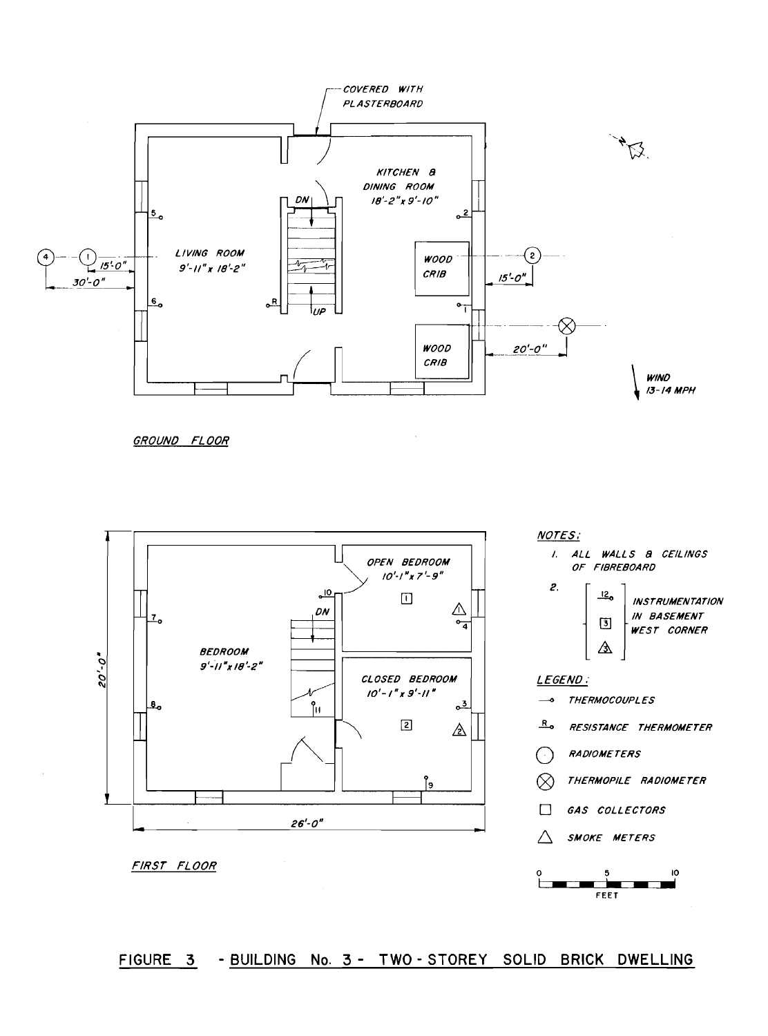COVERED WITH PLASTERBOARD

KITCHEN & DINING ROOM 18'-2" x 9'-10"

LIVING ROOM 9'-11" x 18'-2"

WOOD CRIB

WOOD CRIB

DN

UP

15'-0"

30'-0"

15'-0"

20'-0"

WIND 13-14 MPH

GROUND FLOOR

OPEN BEDROOM 10'-1" x 7'-9"

BEDROOM 9'-11" x 18'-2"

CLOSED BEDROOM 10'-1" x 9'-11"

DN

20'-0"

26'-0"

FIRST FLOOR

NOTES:

1. ALL WALLS & CEILINGS OF FIBREBOARD
2. INSTRUMENTATION IN BASEMENT WEST CORNER

LEGEND:

- THERMOCOUPLES
- RESISTANCE THERMOMETER
- RADIOMETERS
- THERMOPILE RADIOMETER
- GAS COLLECTORS
- SMOKE METERS

0 5 10 FEET

FIGURE 3 - BUILDING No. 3 - TWO-STOREY SOLID BRICK DWELLING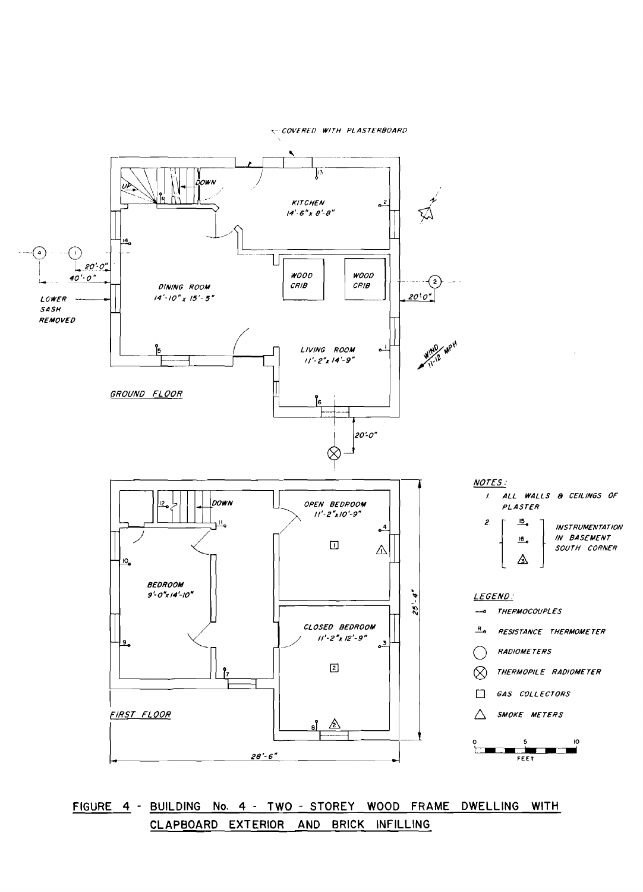COVERED WITH PLASTERBOARD

UP

DOWN

R

13

KITCHEN
14'-6" x 8'-8"

2

14

4 1

20'-0"

40'-0"

LOWER SASH REMOVED

DINING ROOM
14'-10" x 15'-5"

WOOD CRIB

WOOD CRIB

2

20'-0"

5

LIVING ROOM
11'-2" x 14'-9"

1

WIND 11-12 MPH

6

20'-0"

GROUND FLOOR

12

DOWN

11

OPEN BEDROOM
11'-2" x 10'-9"

4

1

1

10

BEDROOM
9'-0" x 14'-10"

25'-4"

9

CLOSED BEDROOM
11'-2" x 12'-9"

3

2

7

8

2

FIRST FLOOR

28'-6"

NOTES:

1. ALL WALLS & CEILINGS OF PLASTER
2. 15, 16, 3 — INSTRUMENTATION IN BASEMENT SOUTH CORNER

LEGEND:

- THERMOCOUPLES
- R RESISTANCE THERMOMETER
- ○ RADIOMETERS
- ⊗ THERMOPILE RADIOMETER
- □ GAS COLLECTORS
- △ SMOKE METERS

0 5 10 FEET

**FIGURE 4 - BUILDING No. 4 - TWO - STOREY WOOD FRAME DWELLING WITH CLAPBOARD EXTERIOR AND BRICK INFILLING**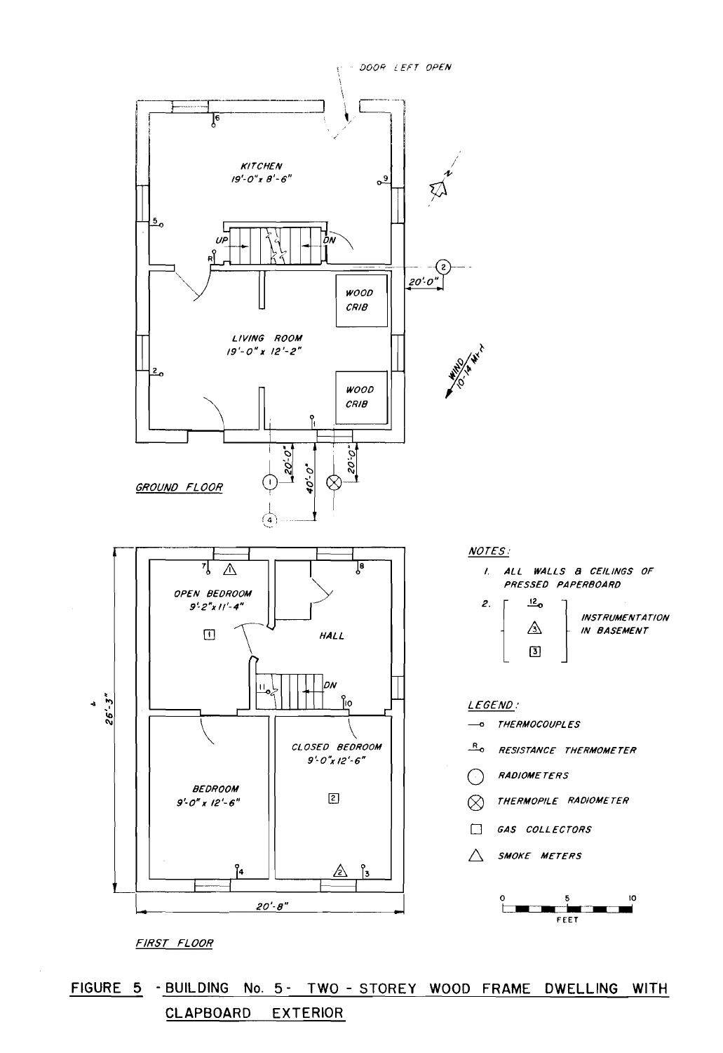DOOR LEFT OPEN

KITCHEN
19'-0" x 8'-6"

UP

DN

R

LIVING ROOM
19'-0" x 12'-2"

WOOD CRIB

WOOD CRIB

20'-0"

20'-0"

40'-0"

20'-0"

N

WIND 10-14 M.P.H.

GROUND FLOOR

OPEN BEDROOM
9'-2" x 11'-4"

HALL

DN

CLOSED BEDROOM
9'-0" x 12'-6"

BEDROOM
9'-0" x 12'-6"

26'-3"

20'-8"

FIRST FLOOR

NOTES:

1. ALL WALLS & CEILINGS OF PRESSED PAPERBOARD
2. 12, 3, [3] — INSTRUMENTATION IN BASEMENT

LEGEND:

- THERMOCOUPLES
- R — RESISTANCE THERMOMETER
- ○ RADIOMETERS
- ⊗ THERMOPILE RADIOMETER
- □ GAS COLLECTORS
- △ SMOKE METERS

0 5 10
FEET

**FIGURE 5 - BUILDING No. 5 - TWO - STOREY WOOD FRAME DWELLING WITH CLAPBOARD EXTERIOR**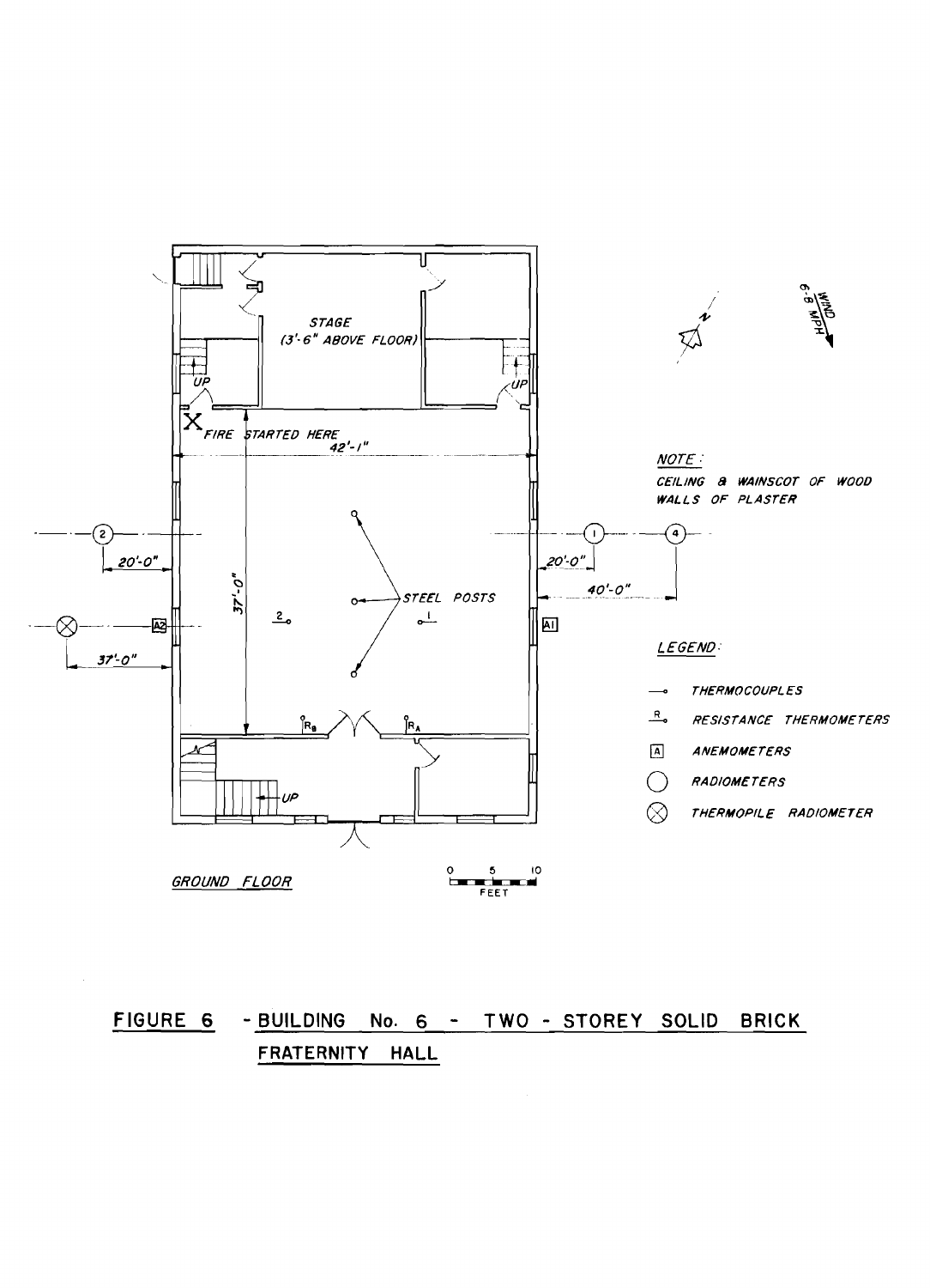GROUND FLOOR

STAGE (3'-6" ABOVE FLOOR)

UP

UP

UP

FIRE STARTED HERE

42'-1"

37'-0"

20'-0"

20'-0"

40'-0"

37'-0"

STEEL POSTS

NOTE:
CEILING & WAINSCOT OF WOOD
WALLS OF PLASTER

WIND 6-8 MPH

N

LEGEND:

- THERMOCOUPLES
- RESISTANCE THERMOMETERS
- ANEMOMETERS
- RADIOMETERS
- THERMOPILE RADIOMETER

0 5 10 FEET

**FIGURE 6 - BUILDING No. 6 - TWO - STOREY SOLID BRICK FRATERNITY HALL**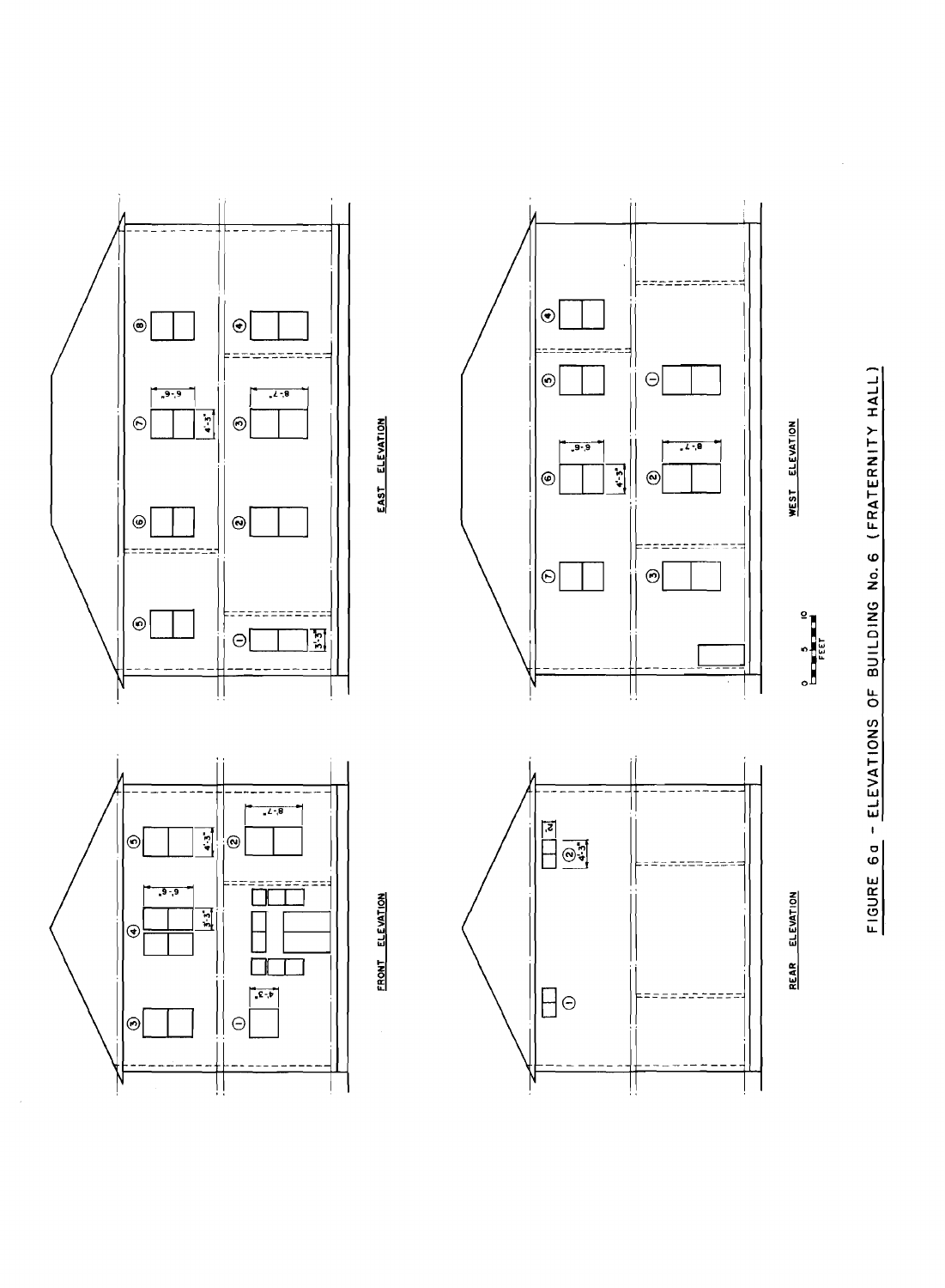FRONT ELEVATION

REAR ELEVATION

EAST ELEVATION

WEST ELEVATION

0 5 10
FEET

FIGURE 6a - ELEVATIONS OF BUILDING No. 6 (FRATERNITY HALL)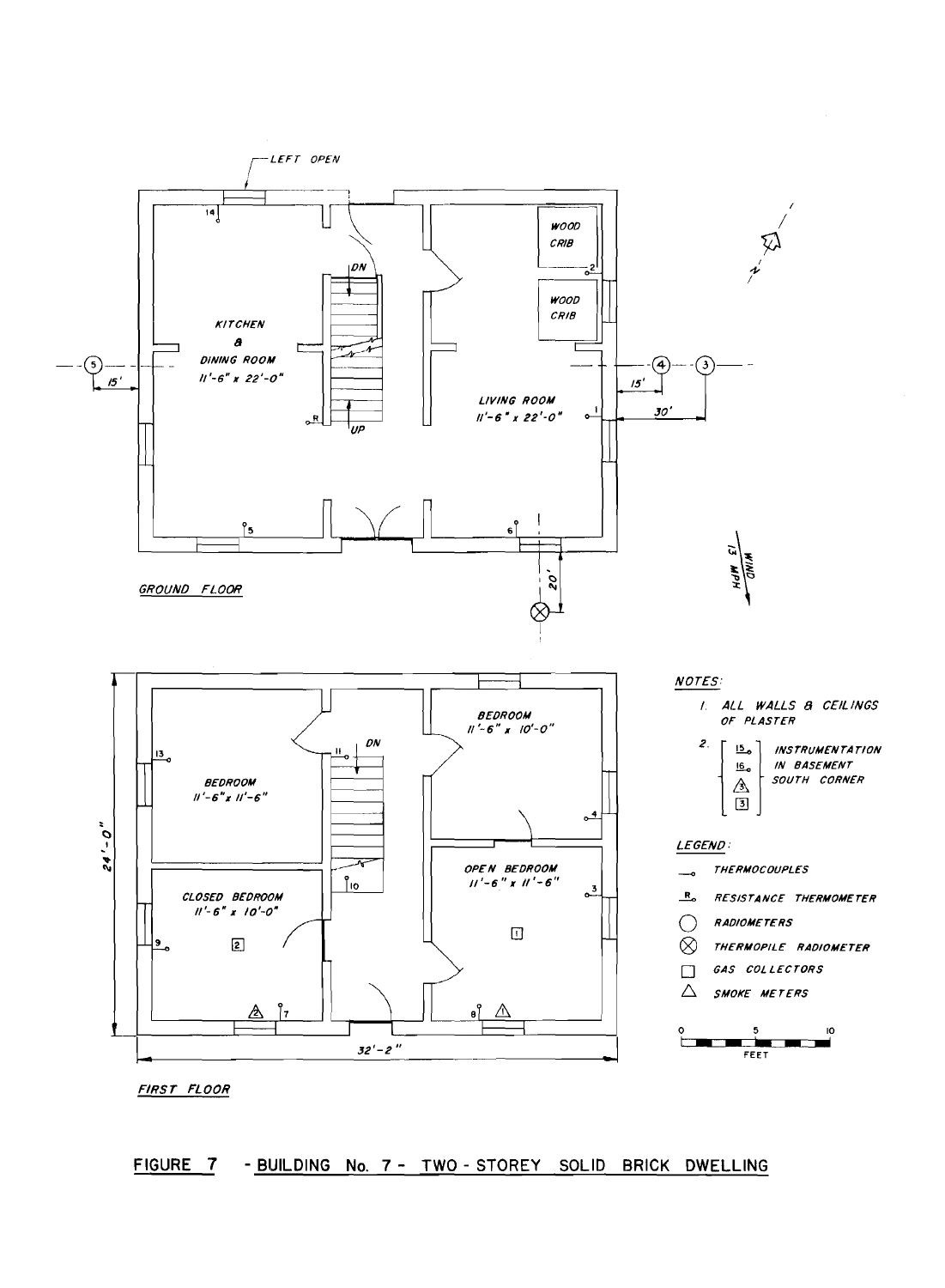GROUND FLOOR

KITCHEN & DINING ROOM 11'-6" x 22'-0"

LIVING ROOM 11'-6" x 22'-0"

WOOD CRIB

WOOD CRIB

LEFT OPEN

DN

UP

WIND 13 MPH

FIRST FLOOR

BEDROOM 11'-6" x 11'-6"

CLOSED BEDROOM 11'-6" x 10'-0"

BEDROOM 11'-6" x 10'-0"

OPEN BEDROOM 11'-6" x 11'-6"

24'-0"

32'-2"

NOTES:

1. ALL WALLS & CEILINGS OF PLASTER
2. 15, 16, 3 (smoke meter), 3 (gas collector) — INSTRUMENTATION IN BASEMENT SOUTH CORNER

LEGEND:

- THERMOCOUPLES
- R — RESISTANCE THERMOMETER
- RADIOMETERS
- THERMOPILE RADIOMETER
- GAS COLLECTORS
- SMOKE METERS

0 5 10 FEET

FIGURE 7 - BUILDING No. 7 - TWO-STOREY SOLID BRICK DWELLING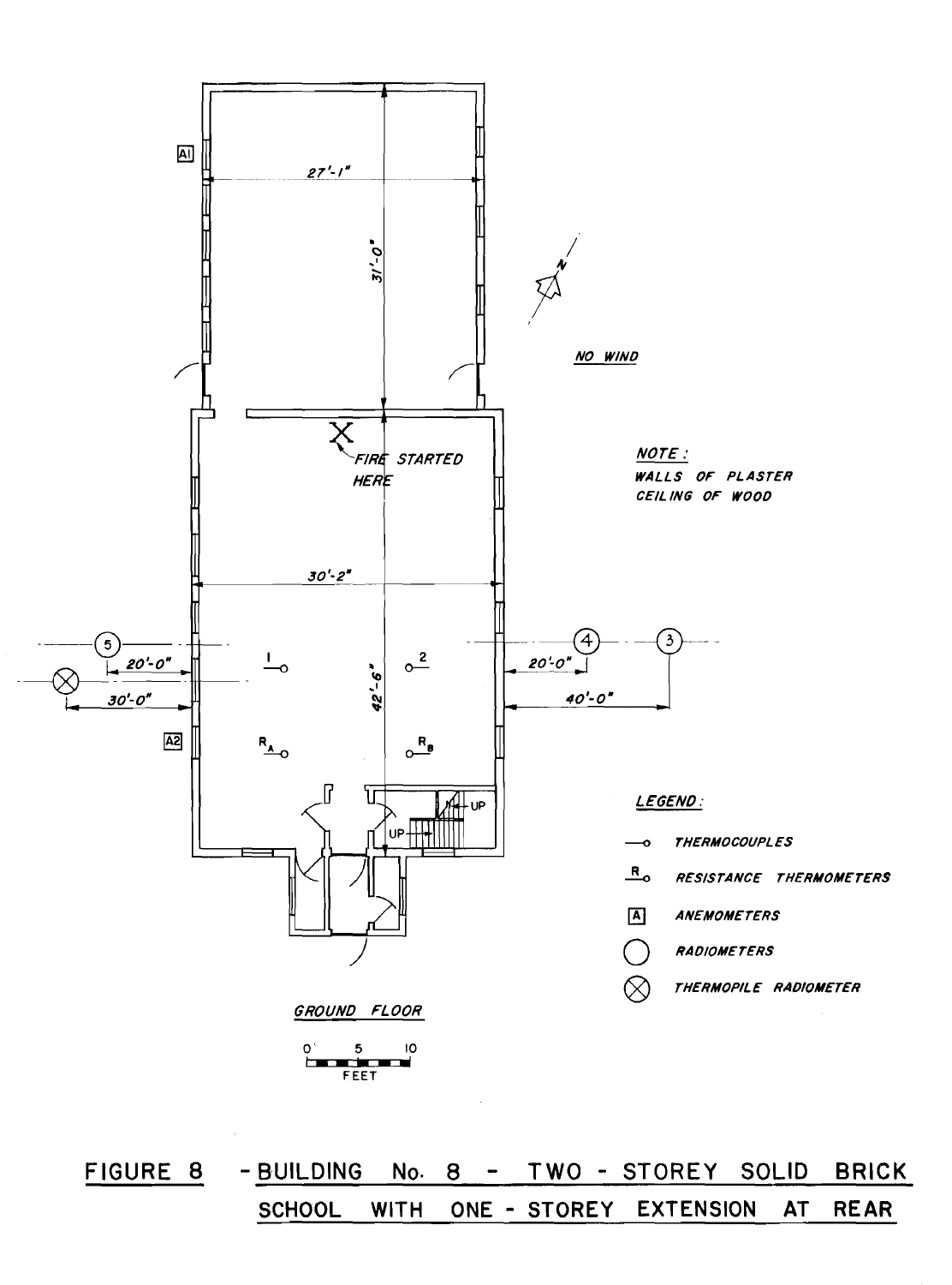FIGURE 8 - BUILDING No. 8 - TWO - STOREY SOLID BRICK SCHOOL WITH ONE - STOREY EXTENSION AT REAR

27'-1"

31'-0"

N

NO WIND

FIRE STARTED HERE

NOTE :
WALLS OF PLASTER
CEILING OF WOOD

30'-2"

42'-6"

20'-0"

30'-0"

20'-0"

40'-0"

UP

LEGEND :

THERMOCOUPLES

RESISTANCE THERMOMETERS

ANEMOMETERS

RADIOMETERS

THERMOPILE RADIOMETER

GROUND FLOOR

0 5 10
FEET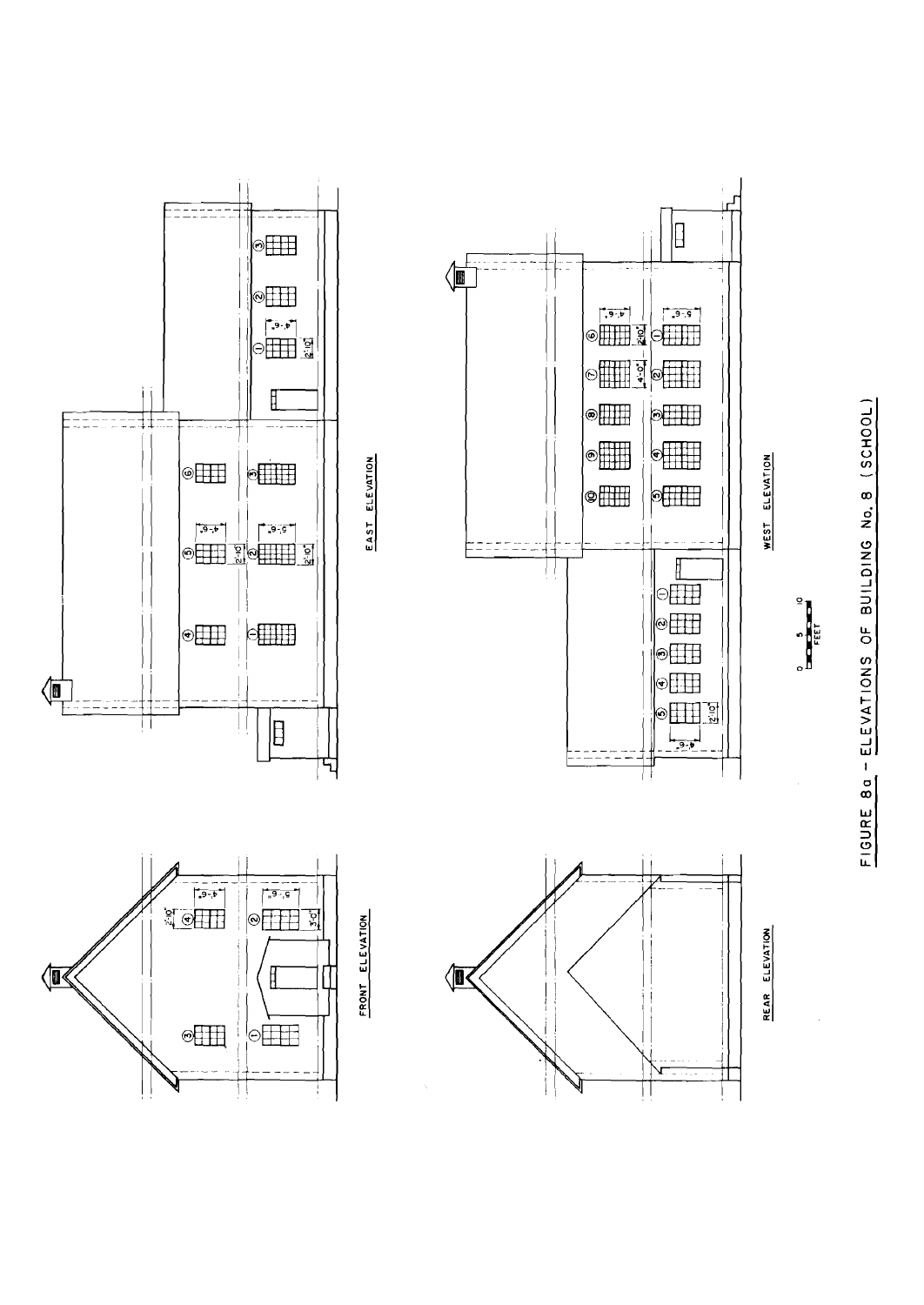FRONT ELEVATION

REAR ELEVATION

EAST ELEVATION

WEST ELEVATION

FIGURE 8a - ELEVATIONS OF BUILDING No. 8 (SCHOOL)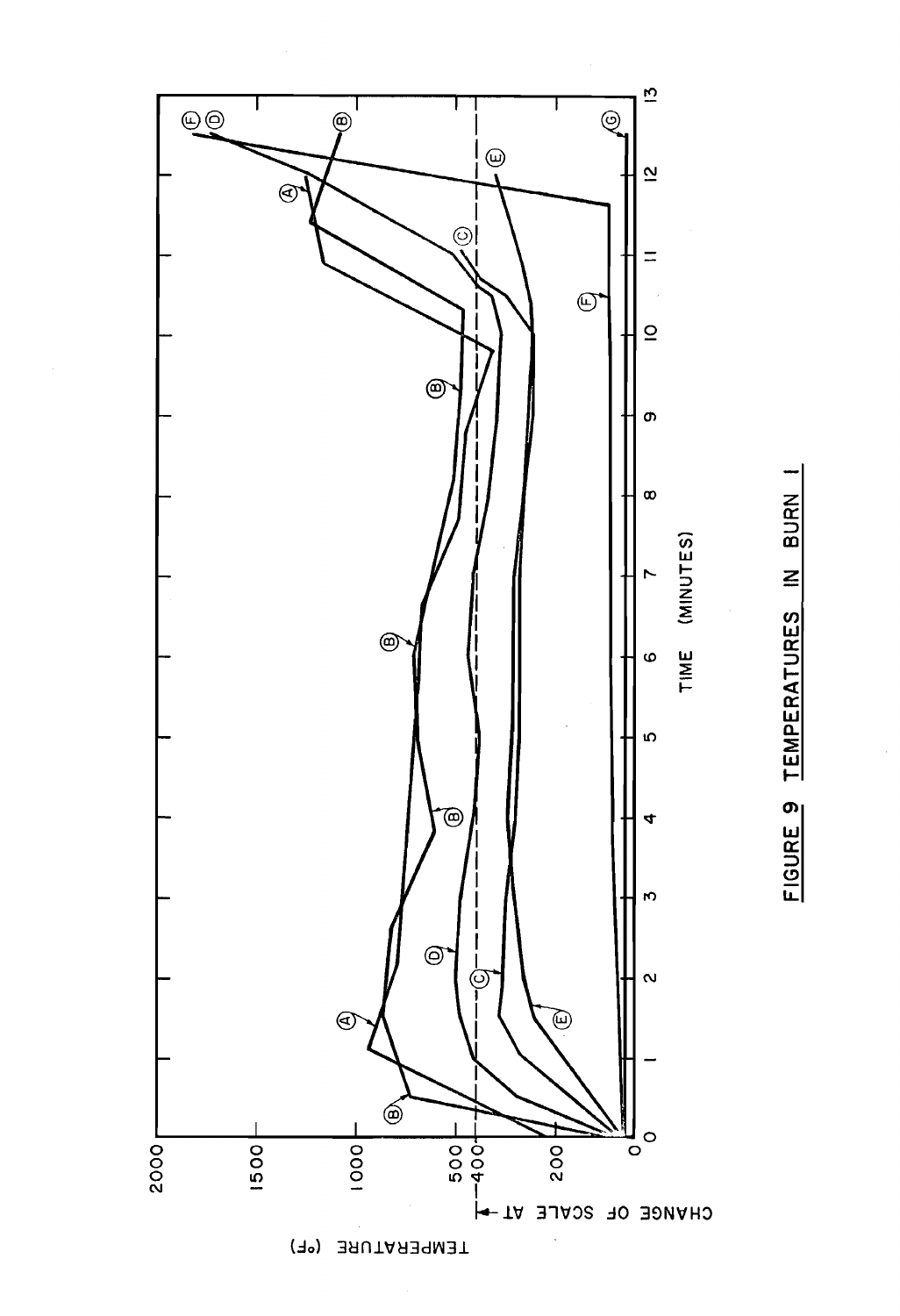FIGURE 9 TEMPERATURES IN BURN I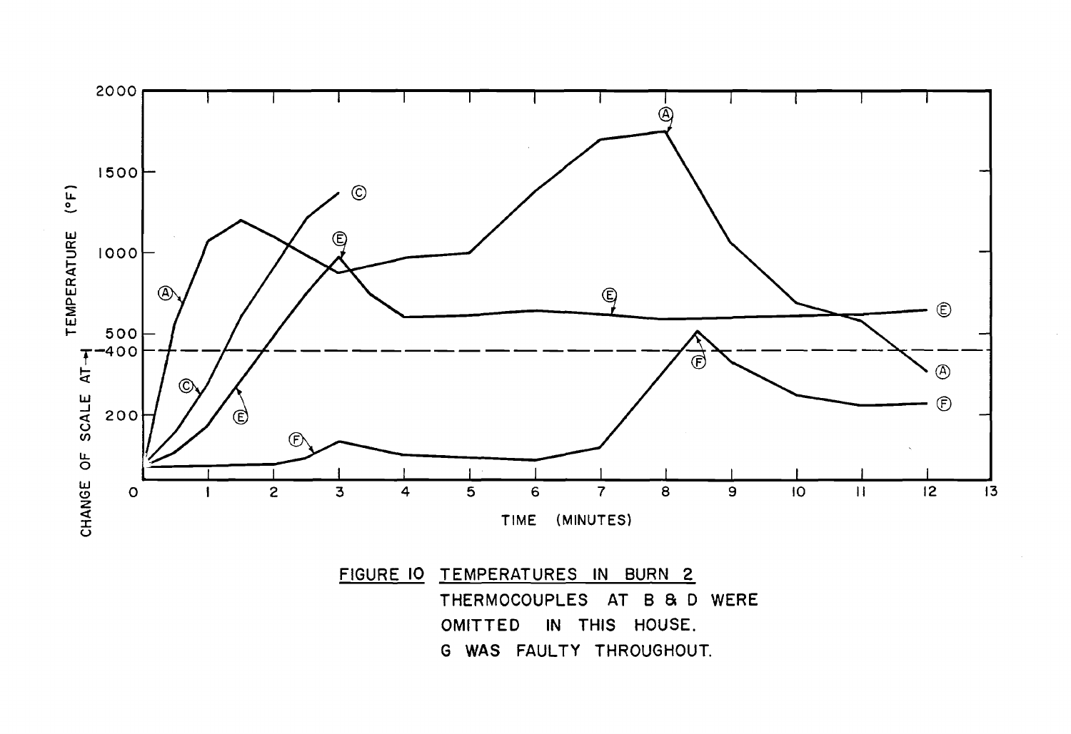FIGURE 10 TEMPERATURES IN BURN 2

THERMOCOUPLES AT B & D WERE OMITTED IN THIS HOUSE.

G WAS FAULTY THROUGHOUT.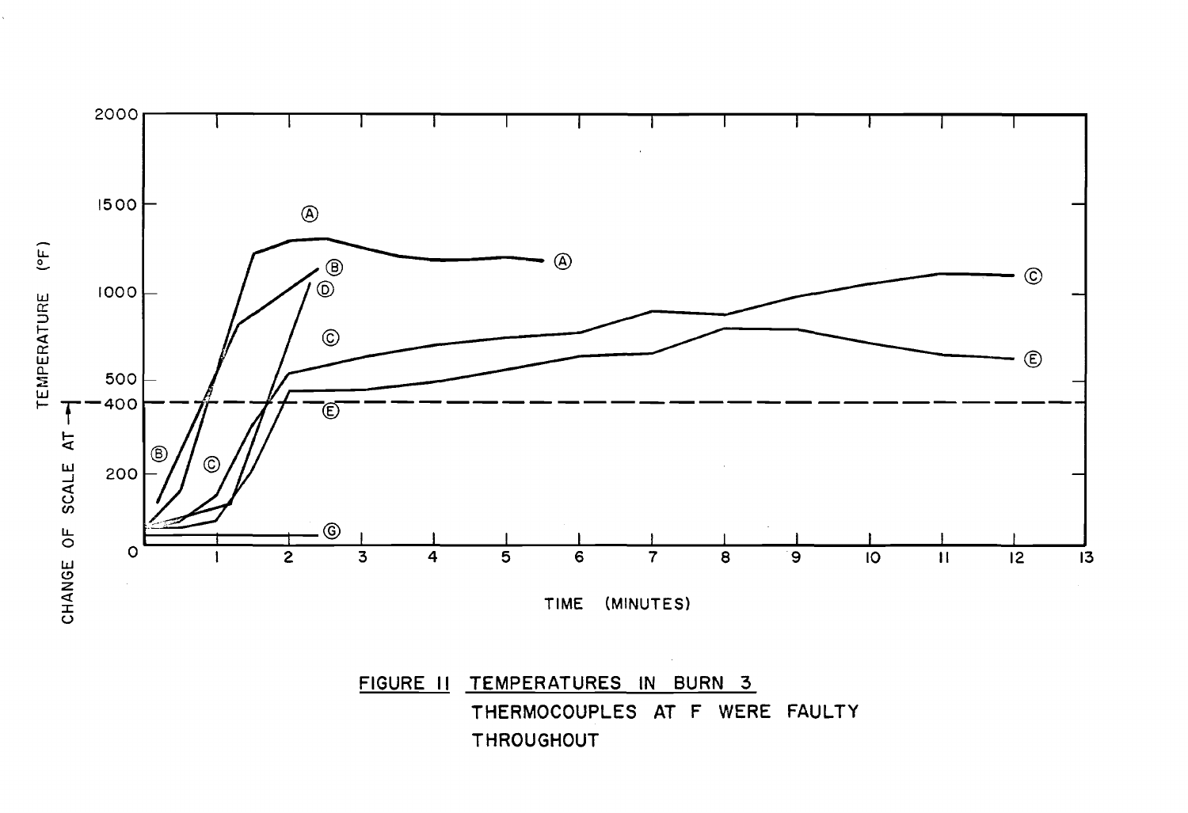FIGURE 11 TEMPERATURES IN BURN 3
THERMOCOUPLES AT F WERE FAULTY THROUGHOUT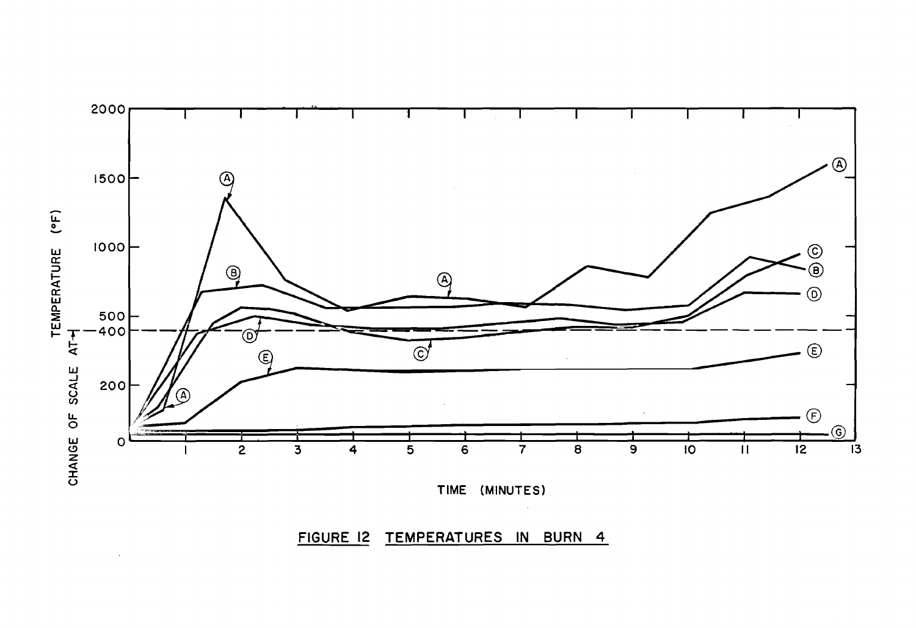FIGURE 12 TEMPERATURES IN BURN 4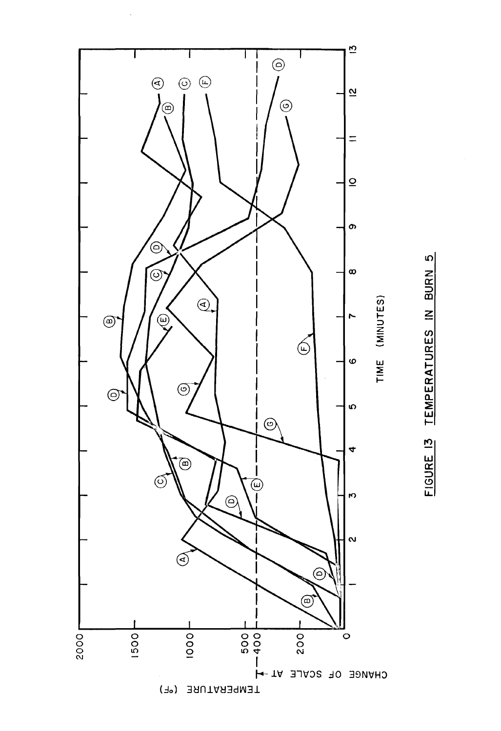FIGURE 13 TEMPERATURES IN BURN 5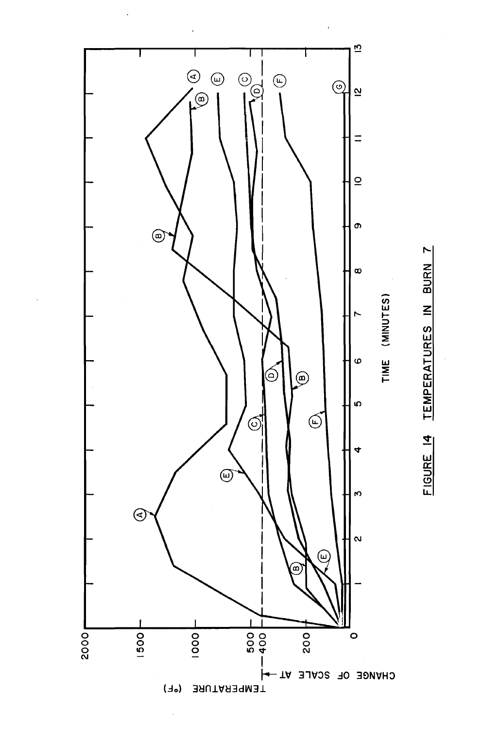FIGURE 14 TEMPERATURES IN BURN 7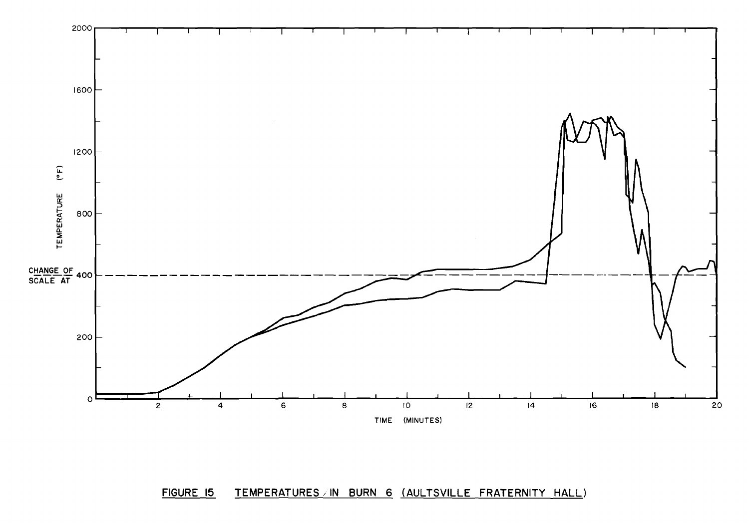FIGURE 15 TEMPERATURES IN BURN 6 (AULTSVILLE FRATERNITY HALL)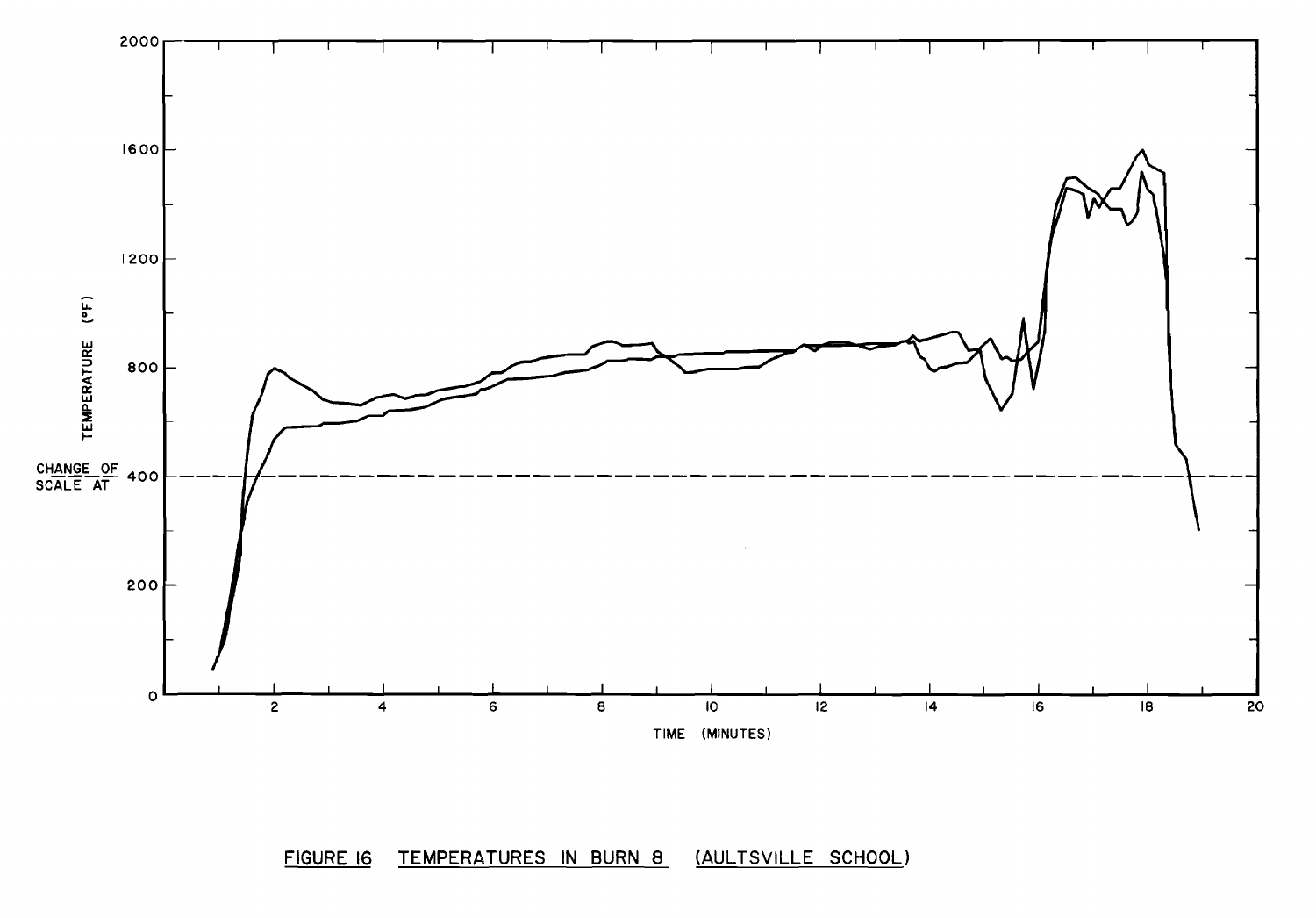FIGURE 16 TEMPERATURES IN BURN 8 (AULTSVILLE SCHOOL)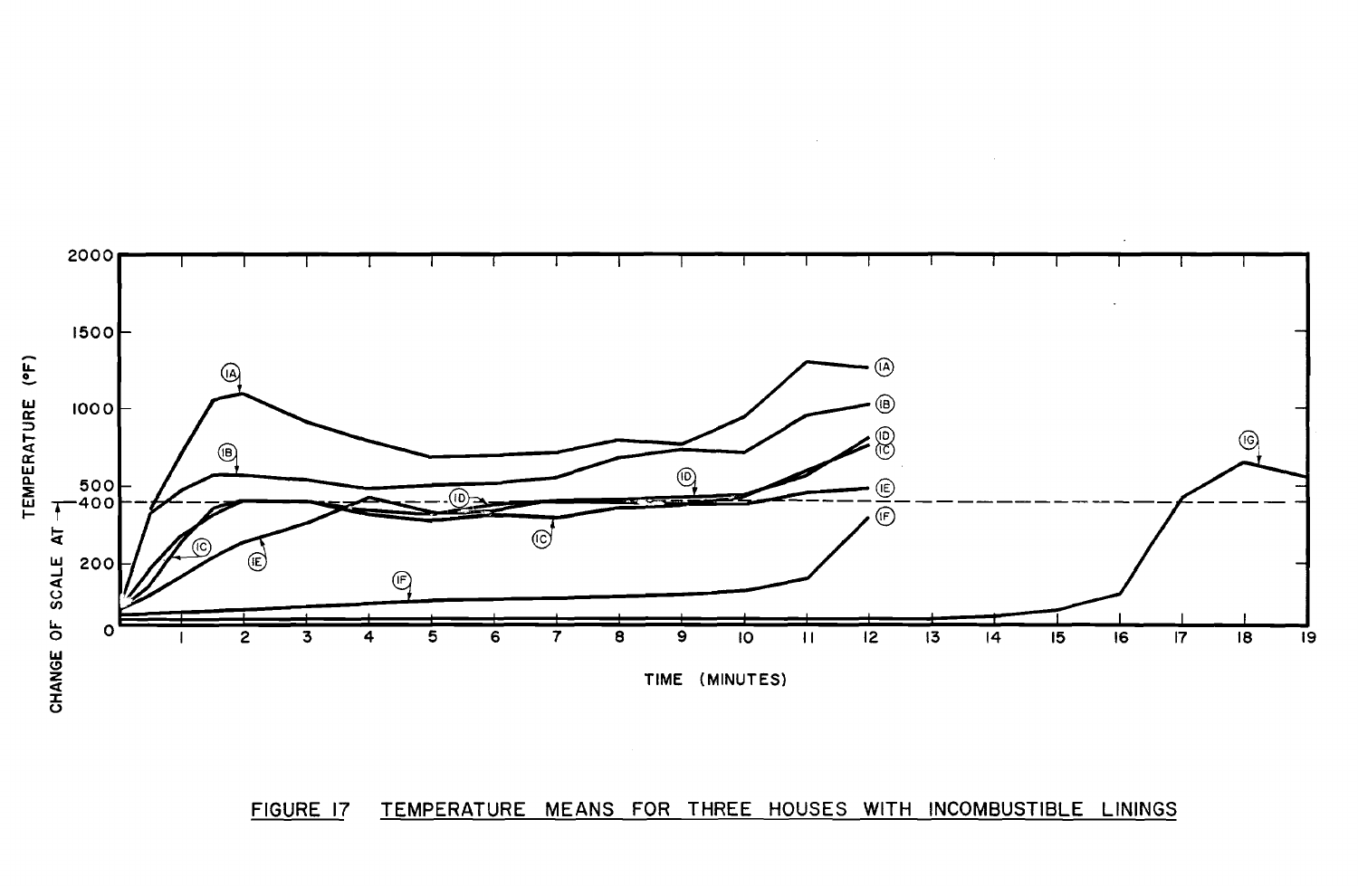FIGURE 17 TEMPERATURE MEANS FOR THREE HOUSES WITH INCOMBUSTIBLE LININGS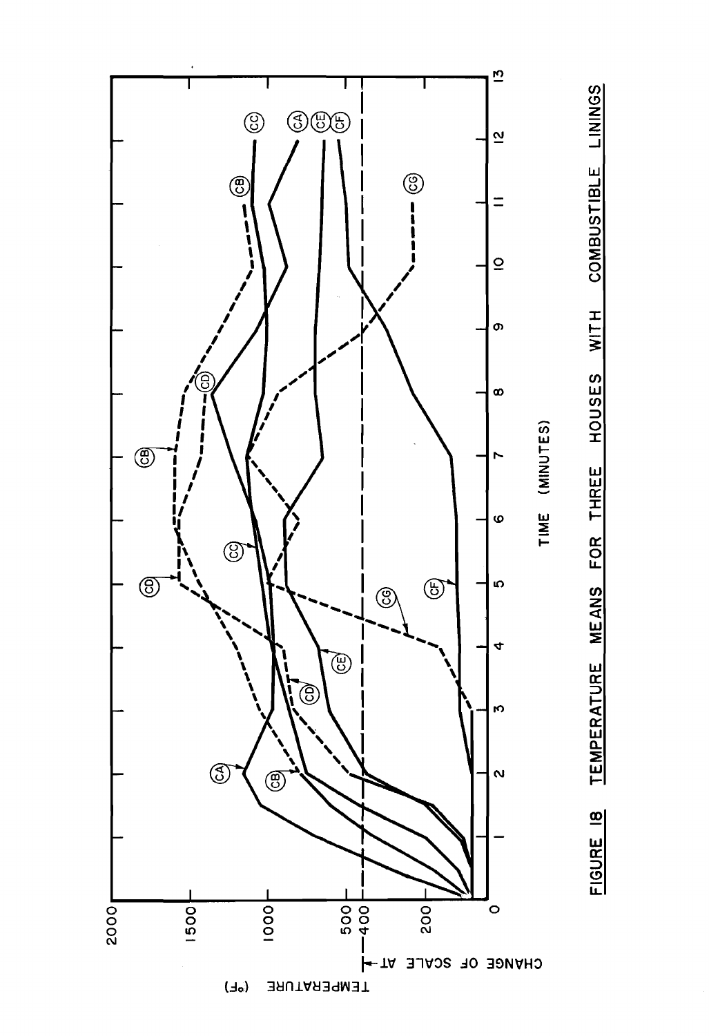TEMPERATURE (°F)

2000

1500

1000

500

400

200

0

CHANGE OF SCALE AT

0 1 2 3 4 5 6 7 8 9 10 11 12 13

TIME (MINUTES)

CA

CB

CC

CD

CE

CF

CG

FIGURE 18 TEMPERATURE MEANS FOR THREE HOUSES WITH COMBUSTIBLE LININGS